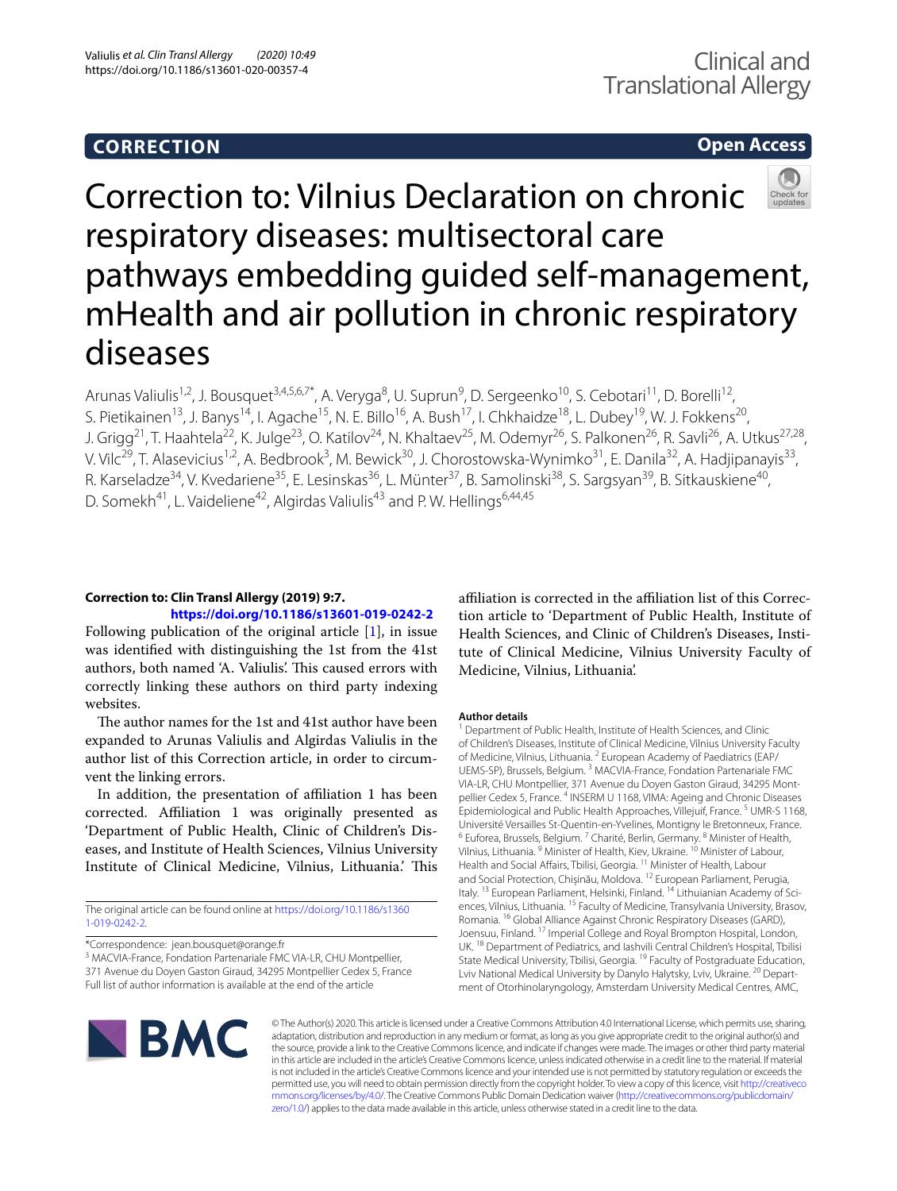**CORRECTION** **Open Access**

# Correction to: Vilnius Declaration on chronic respiratory diseases: multisectoral care pathways embedding guided self-management, mHealth and air pollution in chronic respiratory diseases

Arunas Valiulis[1,2], J. Bousquet[3,4,5,6,7*], A. Veryga[8], U. Suprun[9], D. Sergeenko[10], S. Cebotari[11], D. Borelli[12], S. Pietikainen[13], J. Banys[14], I. Agache[15], N. E. Billo[16], A. Bush[17], I. Chkhaidze[18], L. Dubey[19], W. J. Fokkens[20], J. Grigg[21], T. Haahtela[22], K. Julge[23], O. Katilov[24], N. Khaltaev[25], M. Odemyr[26], S. Palkonen[26], R. Savli[26], A. Utkus[27,28], V. Vilc[29], T. Alasevicius[1,2], A. Bedbrook[3], M. Bewick[30], J. Chorostowska-Wynimko[31], E. Danila[32], A. Hadjipanayis[33], R. Karseladze[34], V. Kvedariene[35], E. Lesinskas[36], L. Münter[37], B. Samolinski[38], S. Sargsyan[39], B. Sitkauskiene[40], D. Somekh[41], L. Vaideliene[42], Algirdas Valiulis[43] and P. W. Hellings[6,44,45]

**Correction to: Clin Transl Allergy (2019) 9:7.**
**https://doi.org/10.1186/s13601-019-0242-2**

Following publication of the original article [1], in issue was identified with distinguishing the 1st from the 41st authors, both named 'A. Valiulis'. This caused errors with correctly linking these authors on third party indexing websites.

The author names for the 1st and 41st author have been expanded to Arunas Valiulis and Algirdas Valiulis in the author list of this Correction article, in order to circumvent the linking errors.

In addition, the presentation of affiliation 1 has been corrected. Affiliation 1 was originally presented as 'Department of Public Health, Clinic of Children's Diseases, and Institute of Health Sciences, Vilnius University Institute of Clinical Medicine, Vilnius, Lithuania.' This affiliation is corrected in the affiliation list of this Correction article to 'Department of Public Health, Institute of Health Sciences, and Clinic of Children's Diseases, Institute of Clinical Medicine, Vilnius University Faculty of Medicine, Vilnius, Lithuania.'

The original article can be found online at https://doi.org/10.1186/s13601-019-0242-2.

*Correspondence: jean.bousquet@orange.fr
[3] MACVIA-France, Fondation Partenariale FMC VIA-LR, CHU Montpellier, 371 Avenue du Doyen Gaston Giraud, 34295 Montpellier Cedex 5, France
Full list of author information is available at the end of the article

#### Author details

[1] Department of Public Health, Institute of Health Sciences, and Clinic of Children's Diseases, Institute of Clinical Medicine, Vilnius University Faculty of Medicine, Vilnius, Lithuania. [2] European Academy of Paediatrics (EAP/UEMS-SP), Brussels, Belgium. [3] MACVIA-France, Fondation Partenariale FMC VIA-LR, CHU Montpellier, 371 Avenue du Doyen Gaston Giraud, 34295 Montpellier Cedex 5, France. [4] INSERM U 1168, VIMA: Ageing and Chronic Diseases Epidemiological and Public Health Approaches, Villejuif, France. [5] UMR-S 1168, Université Versailles St-Quentin-en-Yvelines, Montigny le Bretonneux, France. [6] Euforea, Brussels, Belgium. [7] Charité, Berlin, Germany. [8] Minister of Health, Vilnius, Lithuania. [9] Minister of Health, Kiev, Ukraine. [10] Minister of Labour, Health and Social Affairs, Tbilisi, Georgia. [11] Minister of Health, Labour and Social Protection, Chișinău, Moldova. [12] European Parliament, Perugia, Italy. [13] European Parliament, Helsinki, Finland. [14] Lithuanian Academy of Sciences, Vilnius, Lithuania. [15] Faculty of Medicine, Transylvania University, Brasov, Romania. [16] Global Alliance Against Chronic Respiratory Diseases (GARD), Joensuu, Finland. [17] Imperial College and Royal Brompton Hospital, London, UK. [18] Department of Pediatrics, and Iashvili Central Children's Hospital, Tbilisi State Medical University, Tbilisi, Georgia. [19] Faculty of Postgraduate Education, Lviv National Medical University by Danylo Halytsky, Lviv, Ukraine. [20] Department of Otorhinolaryngology, Amsterdam University Medical Centres, AMC,

© The Author(s) 2020. This article is licensed under a Creative Commons Attribution 4.0 International License, which permits use, sharing, adaptation, distribution and reproduction in any medium or format, as long as you give appropriate credit to the original author(s) and the source, provide a link to the Creative Commons licence, and indicate if changes were made. The images or other third party material in this article are included in the article's Creative Commons licence, unless indicated otherwise in a credit line to the material. If material is not included in the article's Creative Commons licence and your intended use is not permitted by statutory regulation or exceeds the permitted use, you will need to obtain permission directly from the copyright holder. To view a copy of this licence, visit http://creativecommons.org/licenses/by/4.0/. The Creative Commons Public Domain Dedication waiver (http://creativecommons.org/publicdomain/zero/1.0/) applies to the data made available in this article, unless otherwise stated in a credit line to the data.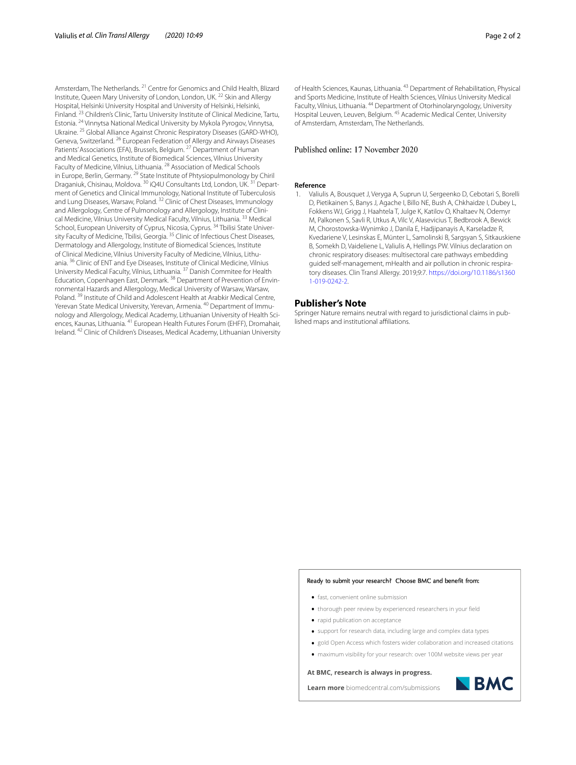Amsterdam, The Netherlands. [21] Centre for Genomics and Child Health, Blizard Institute, Queen Mary University of London, London, UK. [22] Skin and Allergy Hospital, Helsinki University Hospital and University of Helsinki, Helsinki, Finland. [23] Children's Clinic, Tartu University Institute of Clinical Medicine, Tartu, Estonia. [24] Vinnytsa National Medical University by Mykola Pyrogov, Vinnytsa, Ukraine. [25] Global Alliance Against Chronic Respiratory Diseases (GARD-WHO), Geneva, Switzerland. [26] European Federation of Allergy and Airways Diseases Patients' Associations (EFA), Brussels, Belgium. [27] Department of Human and Medical Genetics, Institute of Biomedical Sciences, Vilnius University Faculty of Medicine, Vilnius, Lithuania. [28] Association of Medical Schools in Europe, Berlin, Germany. [29] State Institute of Phtysiopulmonology by Chiril Draganiuk, Chisinau, Moldova. [30] iQ4U Consultants Ltd, London, UK. [31] Department of Genetics and Clinical Immunology, National Institute of Tuberculosis and Lung Diseases, Warsaw, Poland. [32] Clinic of Chest Diseases, Immunology and Allergology, Centre of Pulmonology and Allergology, Institute of Clinical Medicine, Vilnius University Medical Faculty, Vilnius, Lithuania. [33] Medical School, European University of Cyprus, Nicosia, Cyprus. [34] Tbilisi State University Faculty of Medicine, Tbilisi, Georgia. [35] Clinic of Infectious Chest Diseases, Dermatology and Allergology, Institute of Biomedical Sciences, Institute of Clinical Medicine, Vilnius University Faculty of Medicine, Vilnius, Lithuania. [36] Clinic of ENT and Eye Diseases, Institute of Clinical Medicine, Vilnius University Medical Faculty, Vilnius, Lithuania. [37] Danish Commitee for Health Education, Copenhagen East, Denmark. [38] Department of Prevention of Environmental Hazards and Allergology, Medical University of Warsaw, Warsaw, Poland. [39] Institute of Child and Adolescent Health at Arabkir Medical Centre, Yerevan State Medical University, Yerevan, Armenia. [40] Department of Immunology and Allergology, Medical Academy, Lithuanian University of Health Sciences, Kaunas, Lithuania. [41] European Health Futures Forum (EHFF), Dromahair, Ireland. [42] Clinic of Children's Diseases, Medical Academy, Lithuanian University of Health Sciences, Kaunas, Lithuania. [43] Department of Rehabilitation, Physical and Sports Medicine, Institute of Health Sciences, Vilnius University Medical Faculty, Vilnius, Lithuania. [44] Department of Otorhinolaryngology, University Hospital Leuven, Leuven, Belgium. [45] Academic Medical Center, University of Amsterdam, Amsterdam, The Netherlands.

Published online: 17 November 2020

**Reference**

1. Valiulis A, Bousquet J, Veryga A, Suprun U, Sergeenko D, Cebotari S, Borelli D, Pietikainen S, Banys J, Agache I, Billo NE, Bush A, Chkhaidze I, Dubey L, Fokkens WJ, Grigg J, Haahtela T, Julge K, Katilov O, Khaltaev N, Odemyr M, Palkonen S, Savli R, Utkus A, Vilc V, Alasevicius T, Bedbrook A, Bewick M, Chorostowska-Wynimko J, Danila E, Hadjipanayis A, Karseladze R, Kvedariene V, Lesinskas E, Münter L, Samolinski B, Sargsyan S, Sitkauskiene B, Somekh D, Vaideliene L, Valiulis A, Hellings PW. Vilnius declaration on chronic respiratory diseases: multisectoral care pathways embedding guided self-management, mHealth and air pollution in chronic respiratory diseases. Clin Transl Allergy. 2019;9:7. https://doi.org/10.1186/s13601-019-0242-2.

## Publisher's Note

Springer Nature remains neutral with regard to jurisdictional claims in published maps and institutional affiliations.

Ready to submit your research? Choose BMC and benefit from:

- fast, convenient online submission
- thorough peer review by experienced researchers in your field
- rapid publication on acceptance
- support for research data, including large and complex data types
- gold Open Access which fosters wider collaboration and increased citations
- maximum visibility for your research: over 100M website views per year

**At BMC, research is always in progress.**

**Learn more** biomedcentral.com/submissions